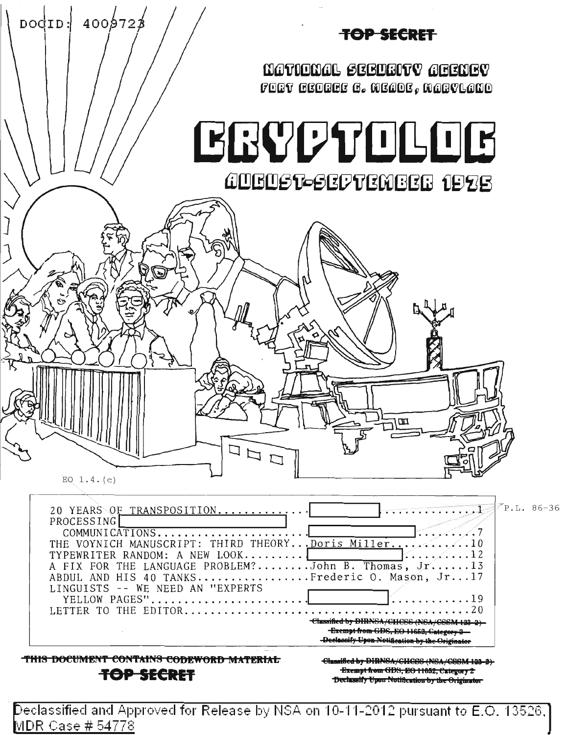DOCID: 4009723

~~TOP SECRET~~

NATIONAL SECURITY AGENCY
FORT GEORGE G. MEADE, MARYLAND

# CRYPTOLOG

## AUGUST-SEPTEMBER 1975

EO 1.4.(c)

| | | |
|---|---|---|
| 20 YEARS OF TRANSPOSITION | [REDACTED] | 1 |
| PROCESSING [REDACTED] COMMUNICATIONS | [REDACTED] | 7 |
| THE VOYNICH MANUSCRIPT: THIRD THEORY | Doris Miller | 10 |
| TYPEWRITER RANDOM: A NEW LOOK | [REDACTED] | 12 |
| A FIX FOR THE LANGUAGE PROBLEM? | John B. Thomas, Jr. | 13 |
| ABDUL AND HIS 40 TANKS | Frederic O. Mason, Jr. | 17 |
| LINGUISTS -- WE NEED AN "EXPERTS YELLOW PAGES" | [REDACTED] | 19 |
| LETTER TO THE EDITOR | | 20 |

P.L. 86-36

~~Classified by DIRNSA/CHCSS (NSA/CSSM 123-2)~~
~~Exempt from GDS, EO 11652, Category 2~~
~~Declassify Upon Notification by the Originator~~

~~THIS DOCUMENT CONTAINS CODEWORD MATERIAL~~

~~TOP SECRET~~

~~Classified by DIRNSA/CHCSS (NSA/CSSM 123-2)~~
~~Exempt from GDS, EO 11652, Category 2~~
~~Declassify Upon Notification by the Originator~~

Declassified and Approved for Release by NSA on 10-11-2012 pursuant to E.O. 13526, MDR Case # 54778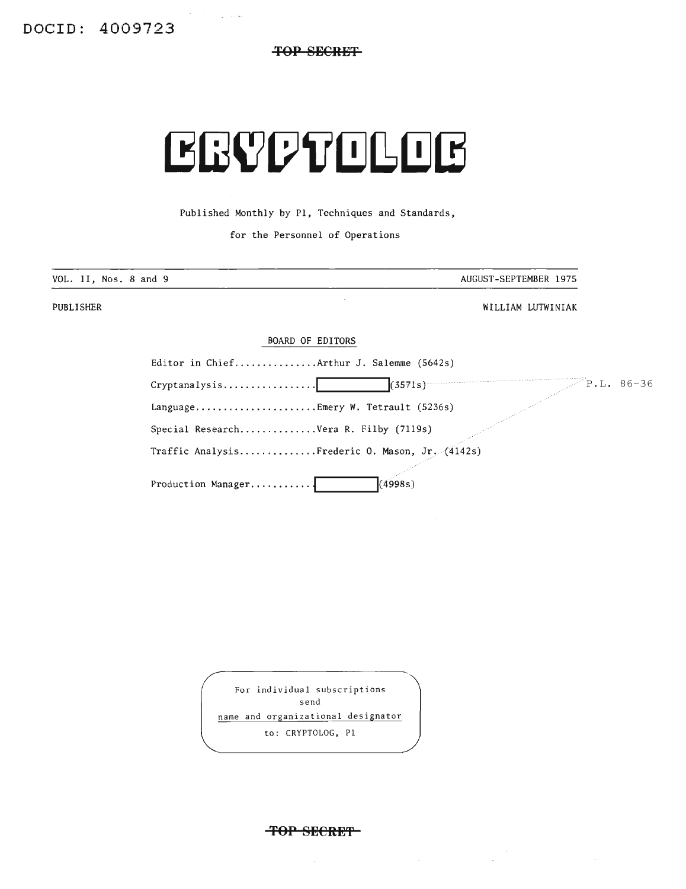DOCID: 4009723

~~TOP SECRET~~

# CRYPTOLOG

Published Monthly by P1, Techniques and Standards,

for the Personnel of Operations

VOL. II, Nos. 8 and 9 AUGUST-SEPTEMBER 1975

PUBLISHER WILLIAM LUTWINIAK

BOARD OF EDITORS

Editor in Chief...............Arthur J. Salemme (5642s)

Cryptanalysis................[ ] (3571s) P.L. 86-36

Language......................Emery W. Tetrault (5236s)

Special Research..............Vera R. Filby (7119s)

Traffic Analysis..............Frederic O. Mason, Jr. (4142s)

Production Manager...........[ ] (4998s)

For individual subscriptions
send
name and organizational designator
to: CRYPTOLOG, P1

~~TOP SECRET~~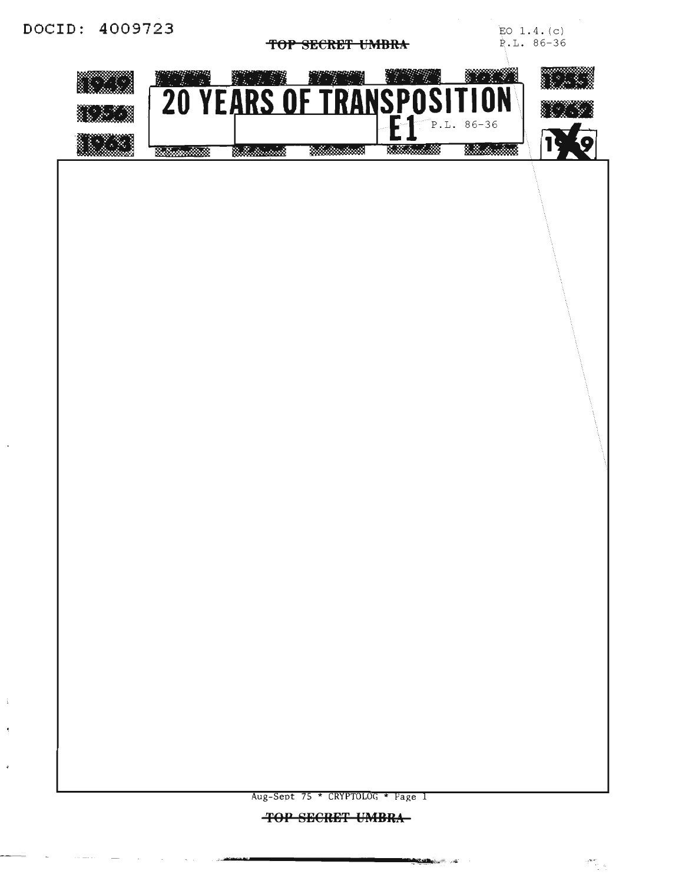DOCID: 4009723

EO 1.4.(c)
P.L. 86-36

# 20 YEARS OF TRANSPOSITION

E1 P.L. 86-36

1949 1955 1956 1962 1963 1969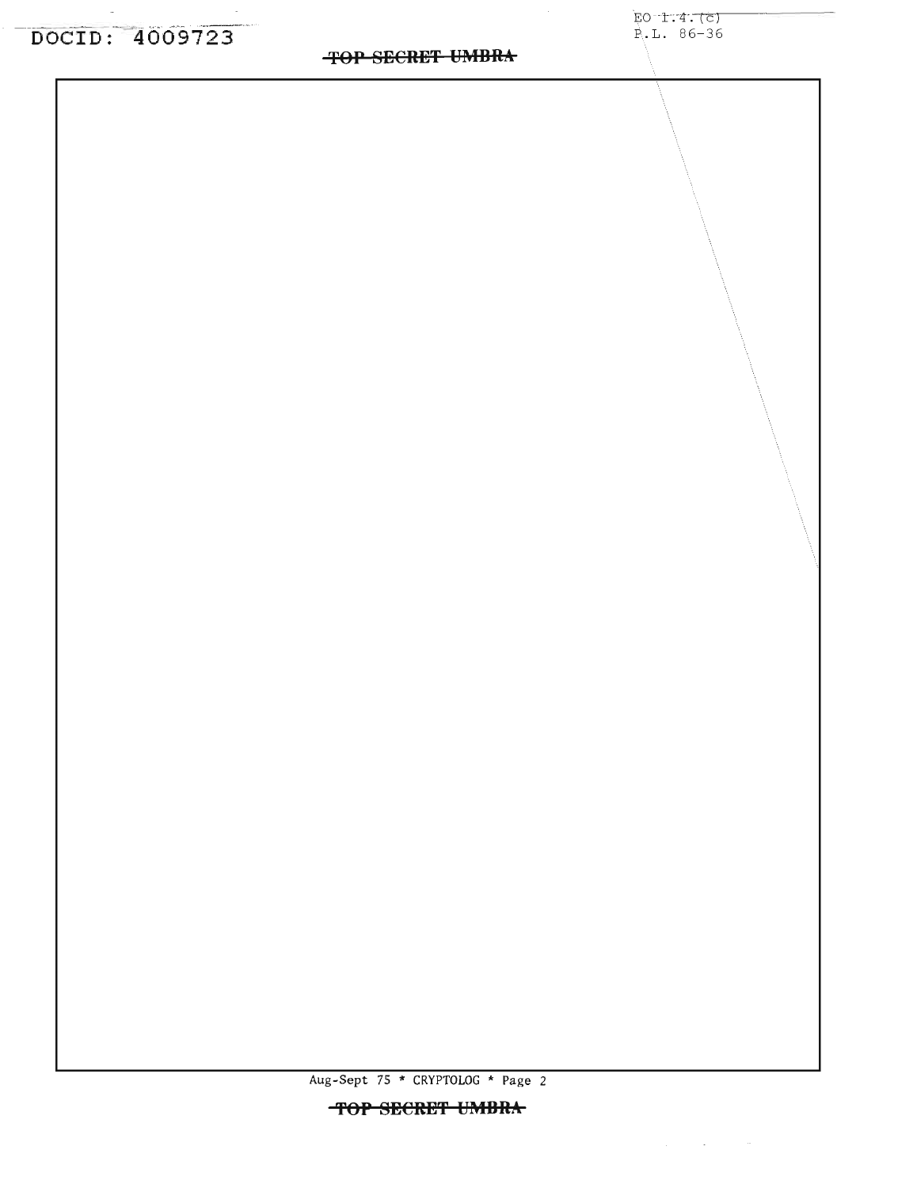EO 1.4.(c)
P.L. 86-36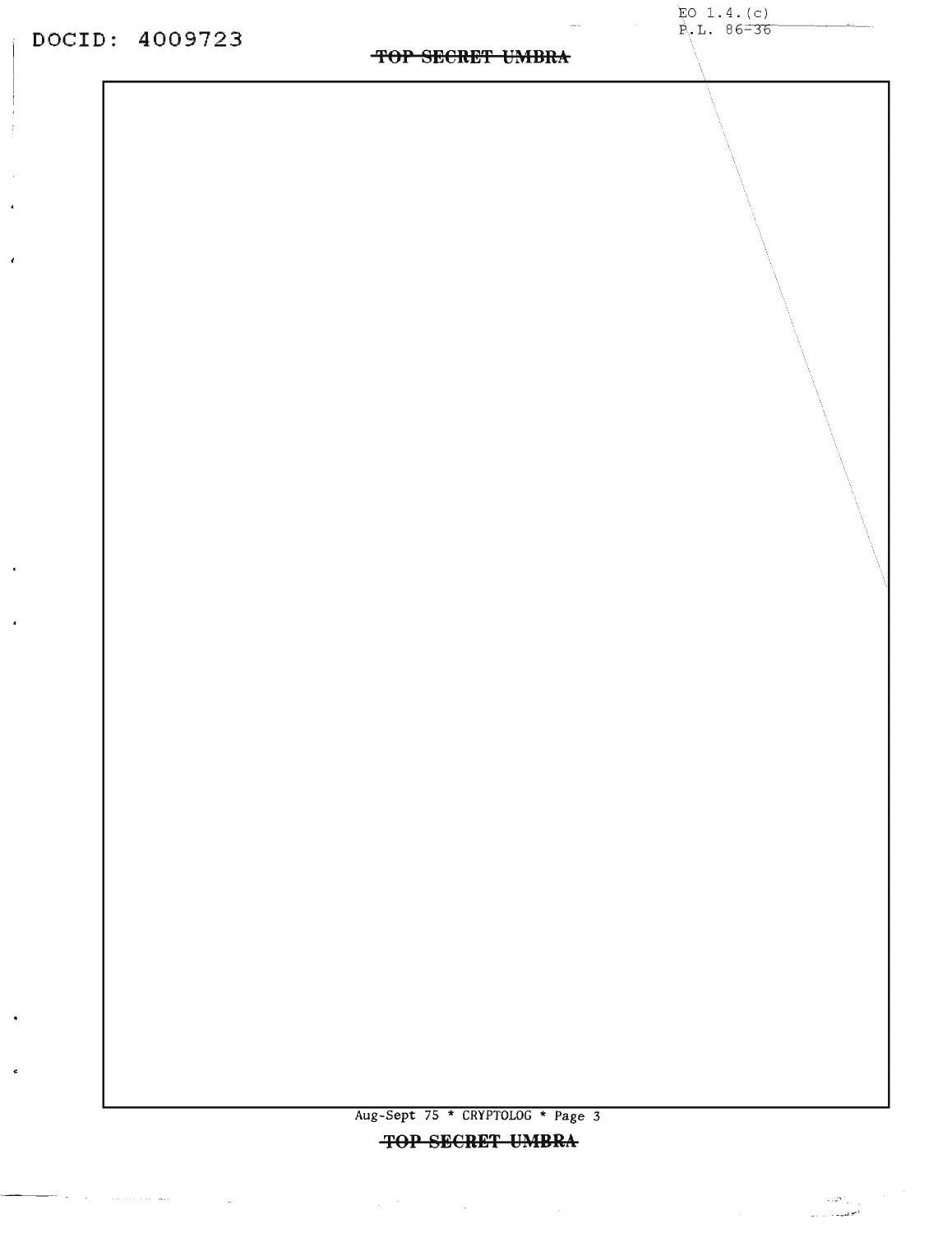EO 1.4.(c)
P.L. 86-36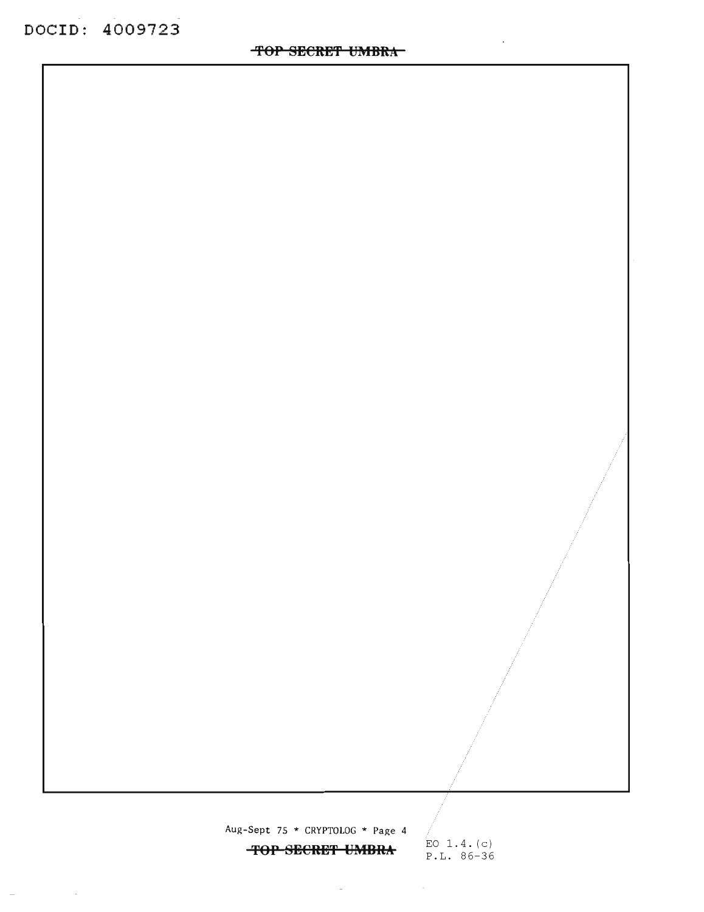EO 1.4.(c)
P.L. 86-36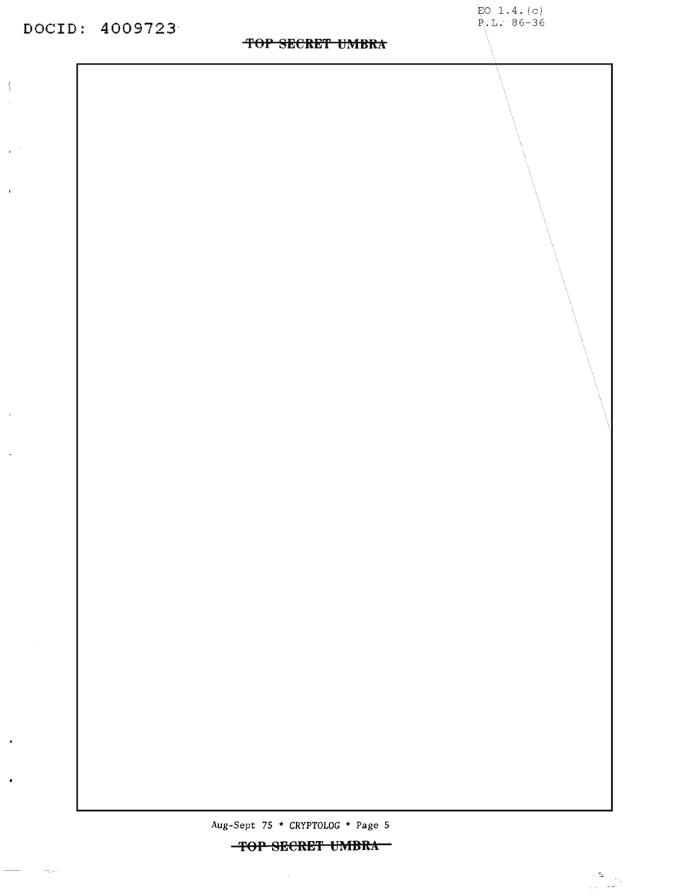EO 1.4.(c)
P.L. 86-36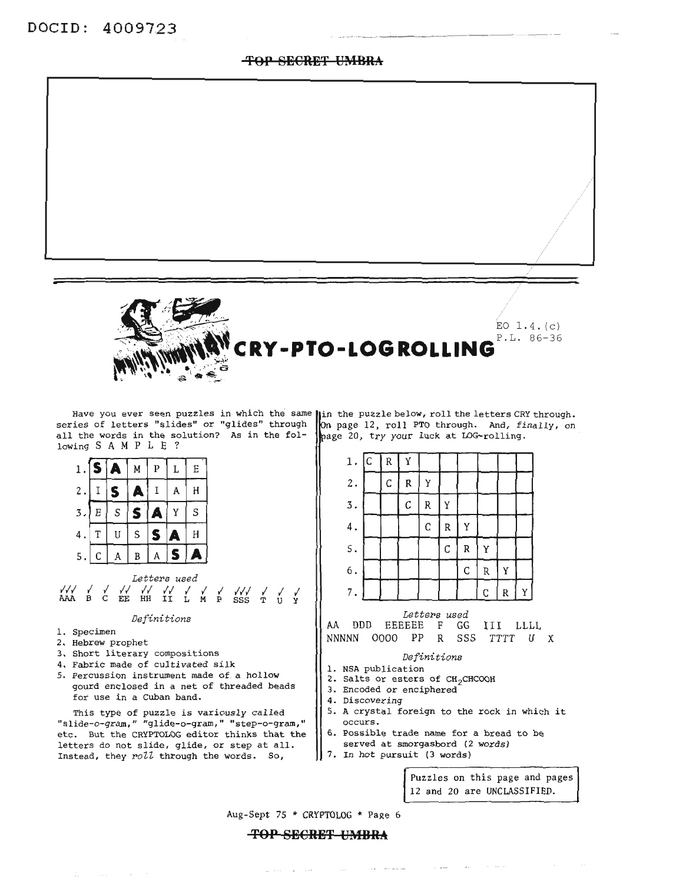DOCID: 4009723

~~TOP SECRET UMBRA~~

EO 1.4.(c)
P.L. 86-36

# CRY-PTO-LOGROLLING

Have you ever seen puzzles in which the same series of letters "slides" or "glides" through all the words in the solution? As in the following S A M P L E ?

| | | | | | | |
|---|---|---|---|---|---|---|
| 1. | **S** | **A** | M | P | L | E |
| 2. | I | **S** | **A** | I | A | H |
| 3. | E | S | **S** | **A** | Y | S |
| 4. | T | U | S | **S** | **A** | H |
| 5. | C | A | B | A | **S** | **A** |

*Letters used*

✓✓✓ AAA ✓ B ✓ C ✓✓ EE ✓✓ HH ✓✓ II ✓ L ✓ M ✓ P ✓✓✓ SSS ✓ T ✓ U ✓ Y

*Definitions*

1. Specimen
2. Hebrew prophet
3. Short literary compositions
4. Fabric made of cultivated silk
5. Percussion instrument made of a hollow gourd enclosed in a net of threaded beads for use in a Cuban band.

This type of puzzle is variously called "slide-o-gram," "glide-o-gram," "step-o-gram," etc. But the CRYPTOLOG editor thinks that the letters do not slide, glide, or step at all. Instead, they *roll* through the words. So, in the puzzle below, roll the letters CRY through. On page 12, roll PTO through. And, *finally*, on page 20, try your luck at LOG-rolling.

| | | | | | | | | | |
|---|---|---|---|---|---|---|---|---|---|
| 1. | C | R | Y | | | | | | |
| 2. | | C | R | Y | | | | | |
| 3. | | | C | R | Y | | | | |
| 4. | | | | C | R | Y | | | |
| 5. | | | | | C | R | Y | | |
| 6. | | | | | | C | R | Y | |
| 7. | | | | | | | C | R | Y |

*Letters used*

AA DDD EEEEEE F GG III LLLL NNNNN OOOO PP R SSS TTTT U X

*Definitions*

1. NSA publication
2. Salts or esters of $CH_2CHCOOH$
3. Encoded or enciphered
4. Discovering
5. A crystal foreign to the rock in which it occurs.
6. Possible trade name for a bread to be served at smorgasbord (2 words)
7. In hot pursuit (3 words)

Puzzles on this page and pages 12 and 20 are UNCLASSIFIED.

Aug-Sept 75 * CRYPTOLOG * Page 6

~~TOP SECRET UMBRA~~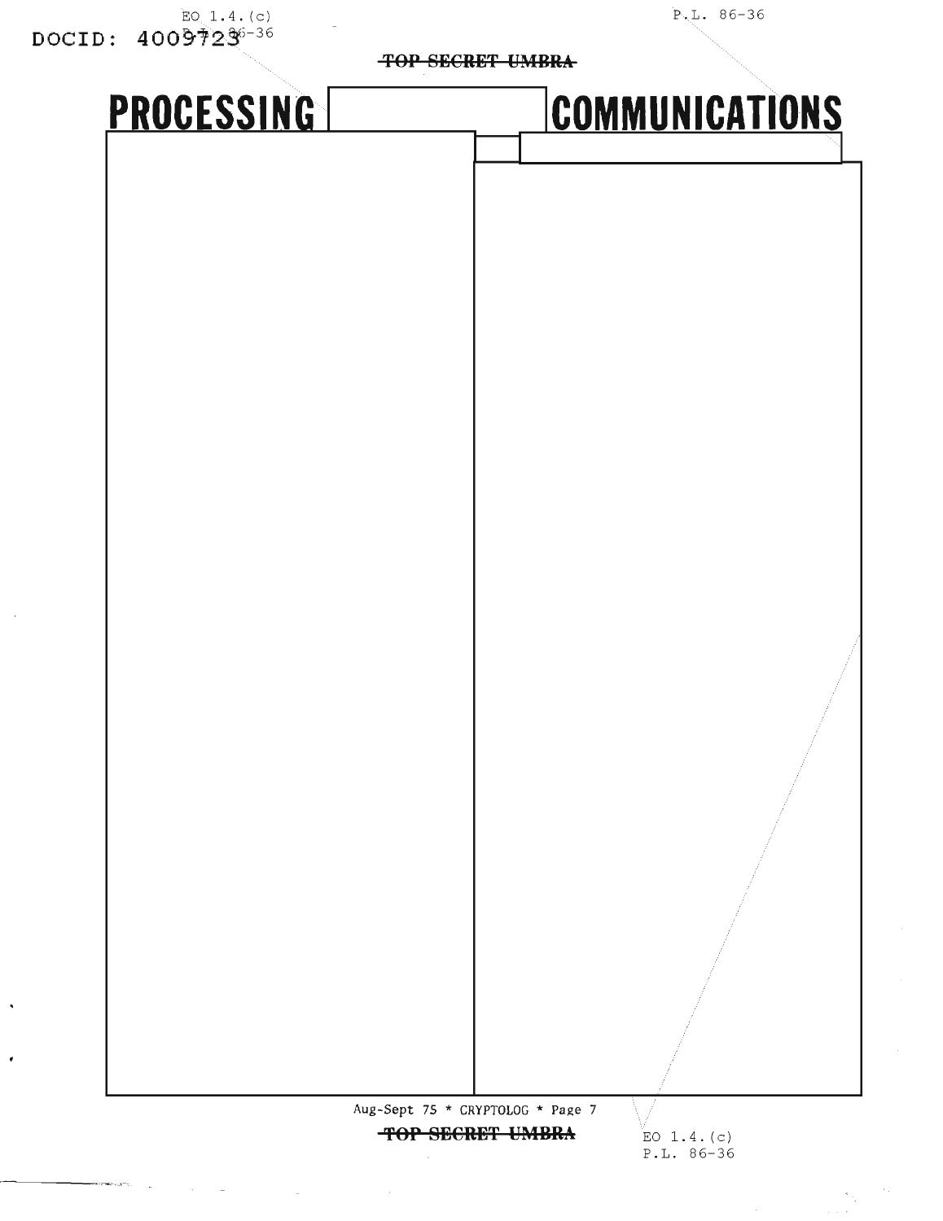EO 1.4.(c)
P.L. 86-36

DOCID: 4009723

P.L. 86-36

~~TOP SECRET UMBRA~~

# PROCESSING [redacted] COMMUNICATIONS

EO 1.4.(c)
P.L. 86-36

~~TOP SECRET UMBRA~~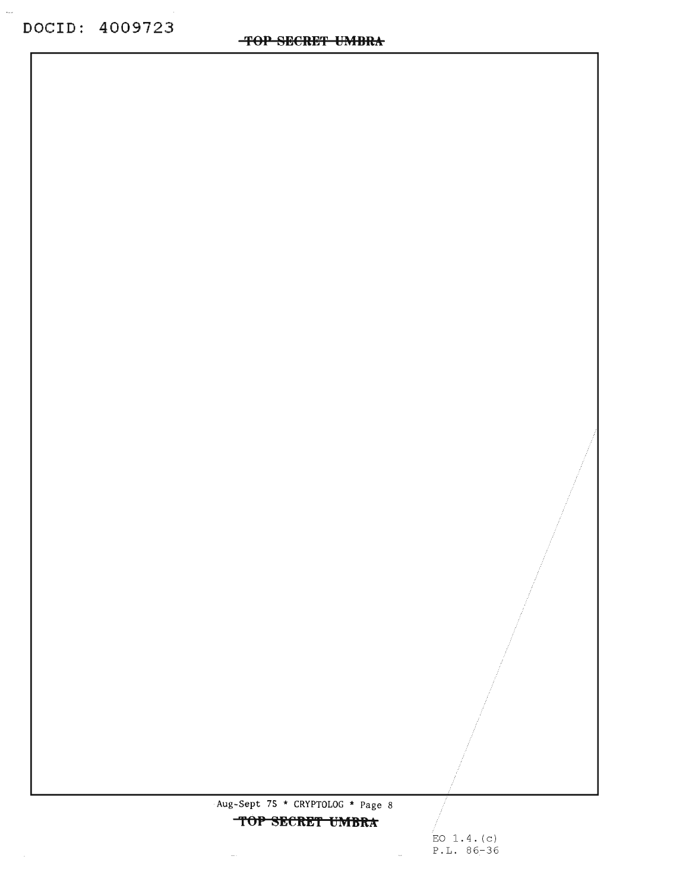EO 1.4.(c)
P.L. 86-36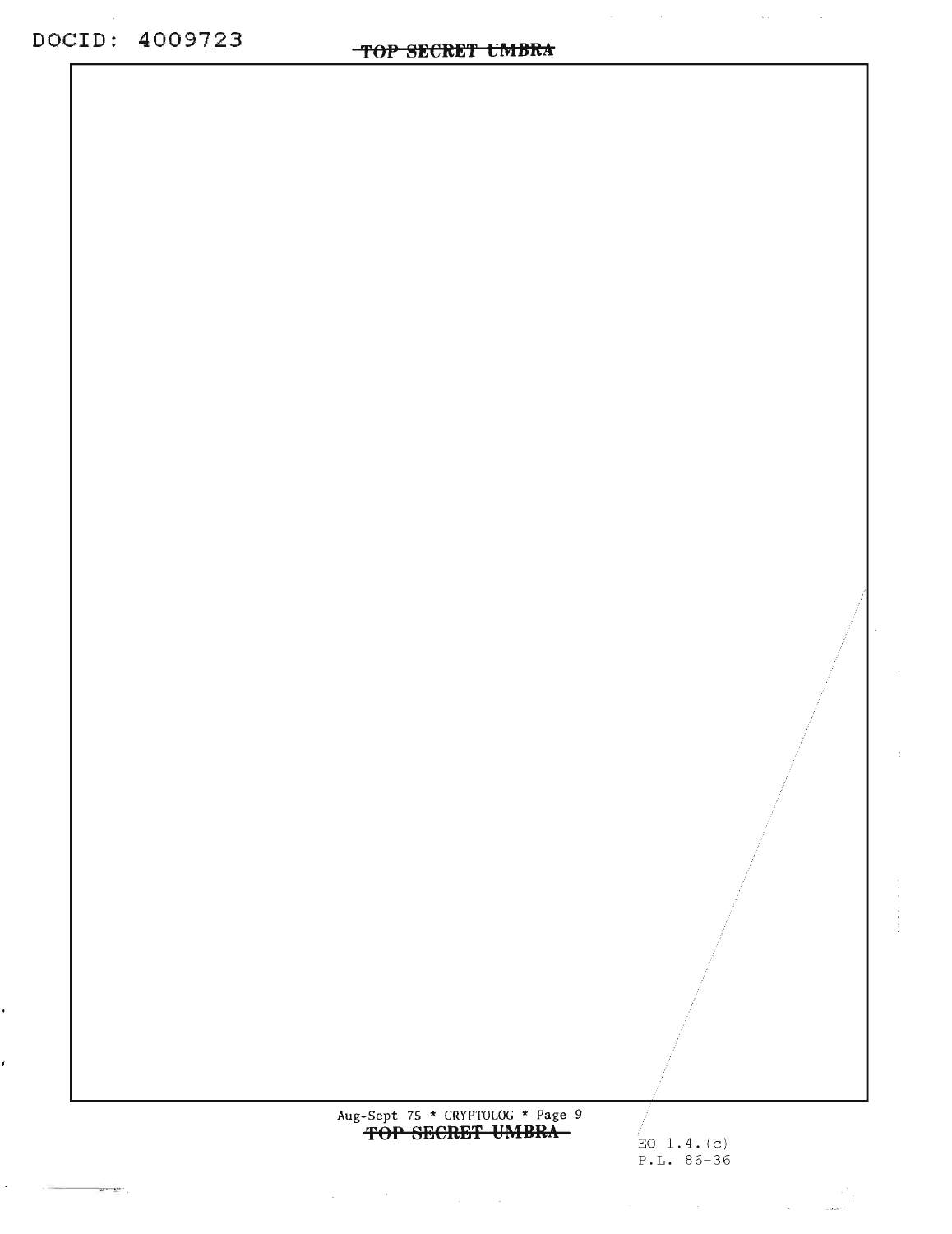EO 1.4.(c)
P.L. 86-36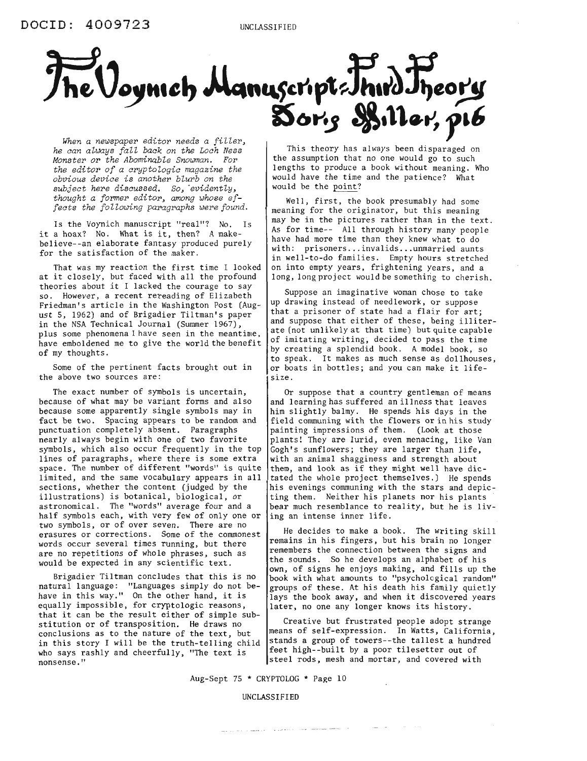# The Voynich Manuscript: Third Theory

## Doris Miller, P16

*When a newspaper editor needs a filler, he can always fall back on the Loch Ness Monster or the Abominable Snowman. For the editor of a cryptologic magazine the obvious device is another blurb on the subject here discussed. So, evidently, thought a former editor, among whose effects the following paragraphs were found.*

Is the Voynich manuscript "real"? No. Is it a hoax? No. What is it, then? A make-believe--an elaborate fantasy produced purely for the satisfaction of the maker.

That was my reaction the first time I looked at it closely, but faced with all the profound theories about it I lacked the courage to say so. However, a recent rereading of Elizabeth Friedman's article in the Washington Post (August 5, 1962) and of Brigadier Tiltman's paper in the NSA Technical Journal (Summer 1967), plus some phenomena I have seen in the meantime, have emboldened me to give the world the benefit of my thoughts.

Some of the pertinent facts brought out in the above two sources are:

The exact number of symbols is uncertain, because of what may be variant forms and also because some apparently single symbols may in fact be two. Spacing appears to be random and punctuation completely absent. Paragraphs nearly always begin with one of two favorite symbols, which also occur frequently in the top lines of paragraphs, where there is some extra space. The number of different "words" is quite limited, and the same vocabulary appears in all sections, whether the content (judged by the illustrations) is botanical, biological, or astronomical. The "words" average four and a half symbols each, with very few of only one or two symbols, or of over seven. There are no erasures or corrections. Some of the commonest words occur several times running, but there are no repetitions of whole phrases, such as would be expected in any scientific text.

Brigadier Tiltman concludes that this is no natural language: "Languages simply do not behave in this way." On the other hand, it is equally impossible, for cryptologic reasons, that it can be the result either of simple substitution or of transposition. He draws no conclusions as to the nature of the text, but in this story I will be the truth-telling child who says rashly and cheerfully, "The text is nonsense."

This theory has always been disparaged on the assumption that no one would go to such lengths to produce a book without meaning. Who would have the time and the patience? What would be the point?

Well, first, the book presumably had some meaning for the originator, but this meaning may be in the pictures rather than in the text. As for time-- All through history many people have had more time than they knew what to do with: prisoners...invalids...unmarried aunts in well-to-do families. Empty hours stretched on into empty years, frightening years, and a long, long project would be something to cherish.

Suppose an imaginative woman chose to take up drawing instead of needlework, or suppose that a prisoner of state had a flair for art; and suppose that either of these, being illiterate (not unlikely at that time) but quite capable of imitating writing, decided to pass the time by creating a splendid book. A model book, so to speak. It makes as much sense as dollhouses, or boats in bottles; and you can make it life-size.

Or suppose that a country gentleman of means and learning has suffered an illness that leaves him slightly balmy. He spends his days in the field communing with the flowers or in his study painting impressions of them. (Look at those plants! They are lurid, even menacing, like Van Gogh's sunflowers; they are larger than life, with an animal shagginess and strength about them, and look as if they might well have dictated the whole project themselves.) He spends his evenings communing with the stars and depicting them. Neither his planets nor his plants bear much resemblance to reality, but he is living an intense inner life.

He decides to make a book. The writing skill remains in his fingers, but his brain no longer remembers the connection between the signs and the sounds. So he develops an alphabet of his own, of signs he enjoys making, and fills up the book with what amounts to "psychological random" groups of these. At his death his family quietly lays the book away, and when it discovered years later, no one any longer knows its history.

Creative but frustrated people adopt strange means of self-expression. In Watts, California, stands a group of towers--the tallest a hundred feet high--built by a poor tilesetter out of steel rods, mesh and mortar, and covered with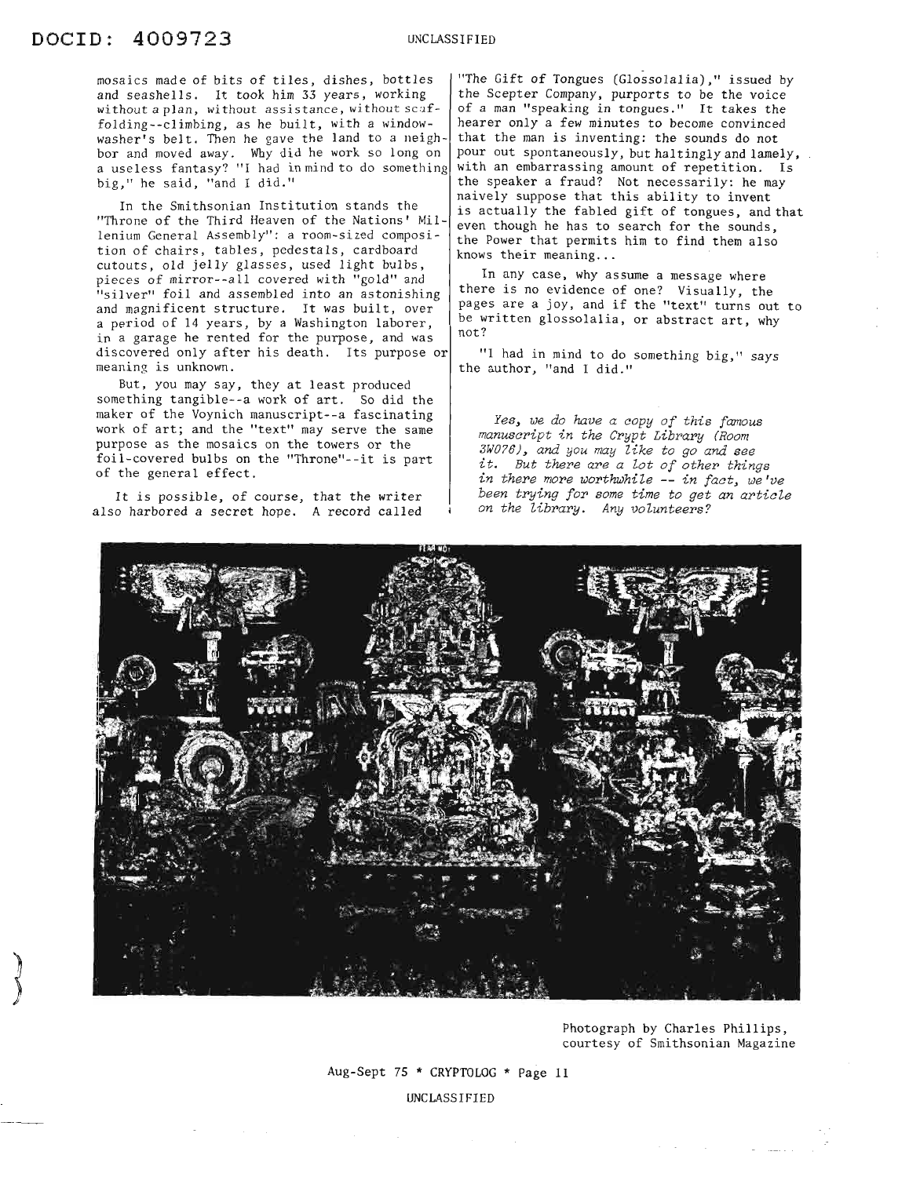mosaics made of bits of tiles, dishes, bottles and seashells. It took him 33 years, working without a plan, without assistance, without scaffolding--climbing, as he built, with a window-washer's belt. Then he gave the land to a neighbor and moved away. Why did he work so long on a useless fantasy? "I had in mind to do something big," he said, "and I did."

In the Smithsonian Institution stands the "Throne of the Third Heaven of the Nations' Millenium General Assembly": a room-sized composition of chairs, tables, pedestals, cardboard cutouts, old jelly glasses, used light bulbs, pieces of mirror--all covered with "gold" and "silver" foil and assembled into an astonishing and magnificent structure. It was built, over a period of 14 years, by a Washington laborer, in a garage he rented for the purpose, and was discovered only after his death. Its purpose or meaning is unknown.

But, you may say, they at least produced something tangible--a work of art. So did the maker of the Voynich manuscript--a fascinating work of art; and the "text" may serve the same purpose as the mosaics on the towers or the foil-covered bulbs on the "Throne"--it is part of the general effect.

It is possible, of course, that the writer also harbored a secret hope. A record called "The Gift of Tongues (Glossolalia)," issued by the Scepter Company, purports to be the voice of a man "speaking in tongues." It takes the hearer only a few minutes to become convinced that the man is inventing: the sounds do not pour out spontaneously, but haltingly and lamely, with an embarrassing amount of repetition. Is the speaker a fraud? Not necessarily: he may naively suppose that this ability to invent is actually the fabled gift of tongues, and that even though he has to search for the sounds, the Power that permits him to find them also knows their meaning...

In any case, why assume a message where there is no evidence of one? Visually, the pages are a joy, and if the "text" turns out to be written glossolalia, or abstract art, why not?

"I had in mind to do something big," says the author, "and I did."

*Yes, we do have a copy of this famous manuscript in the Crypt Library (Room 3W076), and you may like to go and see it. But there are a lot of other things in there more worthwhile -- in fact, we've been trying for some time to get an article on the library. Any volunteers?*

Photograph by Charles Phillips, courtesy of Smithsonian Magazine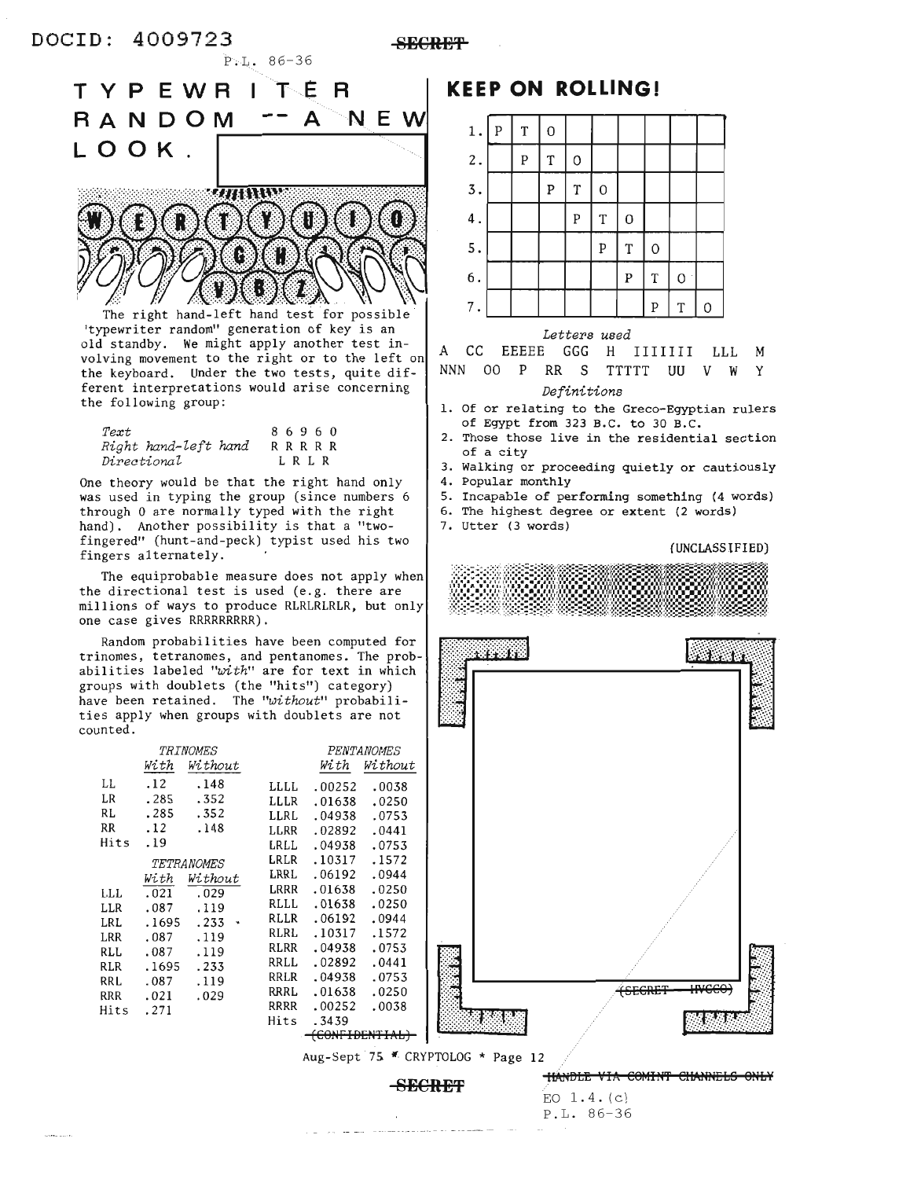# TYPEWRITER RANDOM -- A NEW LOOK.

The right hand-left hand test for possible "typewriter random" generation of key is an old standby. We might apply another test involving movement to the right or to the left on the keyboard. Under the two tests, quite different interpretations would arise concerning the following group:

| | |
|---|---|
| *Text* | 8 6 9 6 0 |
| *Right hand-left hand* | R R R R R |
| *Directional* | L R L R |

One theory would be that the right hand only was used in typing the group (since numbers 6 through 0 are normally typed with the right hand). Another possibility is that a "two-fingered" (hunt-and-peck) typist used his two fingers alternately.

The equiprobable measure does not apply when the directional test is used (e.g. there are millions of ways to produce RLRLRLRLR, but only one case gives RRRRRRRRR).

Random probabilities have been computed for trinomes, tetranomes, and pentanomes. The probabilities labeled "*with*" are for text in which groups with doublets (the "hits") category) have been retained. The "*without*" probabilities apply when groups with doublets are not counted.

**TRINOMES**

| | *With* | *Without* |
|---|---|---|
| LL | .12 | .148 |
| LR | .285 | .352 |
| RL | .285 | .352 |
| RR | .12 | .148 |
| Hits | .19 | |

**TETRANOMES**

| | *With* | *Without* |
|---|---|---|
| LLL | .021 | .029 |
| LLR | .087 | .119 |
| LRL | .1695 | .233 |
| LRR | .087 | .119 |
| RLL | .087 | .119 |
| RLR | .1695 | .233 |
| RRL | .087 | .119 |
| RRR | .021 | .029 |
| Hits | .271 | |

**PENTANOMES**

| | *With* | *Without* |
|---|---|---|
| LLLL | .00252 | .0038 |
| LLLR | .01638 | .0250 |
| LLRL | .04938 | .0753 |
| LLRR | .02892 | .0441 |
| LRLL | .04938 | .0753 |
| LRLR | .10317 | .1572 |
| LRRL | .06192 | .0944 |
| LRRR | .01638 | .0250 |
| RLLL | .01638 | .0250 |
| RLLR | .06192 | .0944 |
| RLRL | .10317 | .1572 |
| RLRR | .04938 | .0753 |
| RRLL | .02892 | .0441 |
| RRLR | .04938 | .0753 |
| RRRL | .01638 | .0250 |
| RRRR | .00252 | .0038 |
| Hits | .3439 | |

~~(CONFIDENTIAL)~~

# KEEP ON ROLLING!

| | | | | | | | | | |
|---|---|---|---|---|---|---|---|---|---|
| 1. | P | T | O | | | | | | |
| 2. | | P | T | O | | | | | |
| 3. | | | P | T | O | | | | |
| 4. | | | | P | T | O | | | |
| 5. | | | | | P | T | O | | |
| 6. | | | | | | P | T | O | |
| 7. | | | | | | | P | T | O |

*Letters used*

A CC EEEEE GGG H IIIIIII LLL M NNN OO P RR S TTTTT UU V W Y

*Definitions*

1. Of or relating to the Greco-Egyptian rulers of Egypt from 323 B.C. to 30 B.C.
2. Those those live in the residential section of a city
3. Walking or proceeding quietly or cautiously
4. Popular monthly
5. Incapable of performing something (4 words)
6. The highest degree or extent (2 words)
7. Utter (3 words)

(UNCLASSIFIED)

~~(SECRET HVCCO)~~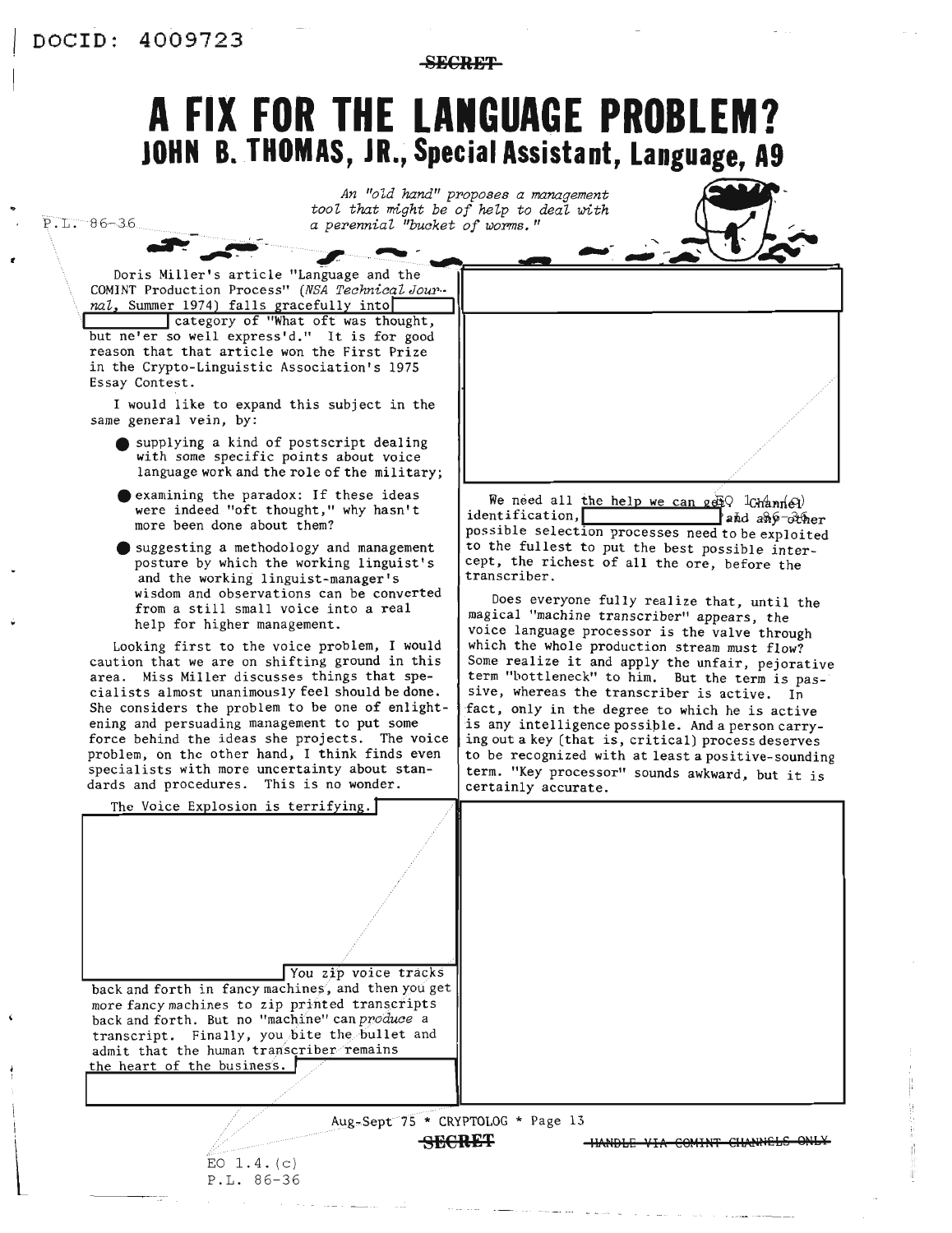# A FIX FOR THE LANGUAGE PROBLEM?

## JOHN B. THOMAS, JR., Special Assistant, Language, A9

*An "old hand" proposes a management tool that might be of help to deal with a perennial "bucket of worms."*

Doris Miller's article "Language and the COMINT Production Process" (*NSA Technical Journal*, Summer 1974) falls gracefully into [redacted] category of "What oft was thought, but ne'er so well express'd." It is for good reason that that article won the First Prize in the Crypto-Linguistic Association's 1975 Essay Contest.

I would like to expand this subject in the same general vein, by:

- supplying a kind of postscript dealing with some specific points about voice language work and the role of the military;
- examining the paradox: If these ideas were indeed "oft thought," why hasn't more been done about them?
- suggesting a methodology and management posture by which the working linguist's and the working linguist-manager's wisdom and observations can be converted from a still small voice into a real help for higher management.

Looking first to the voice problem, I would caution that we are on shifting ground in this area. Miss Miller discusses things that specialists almost unanimously feel should be done. She considers the problem to be one of enlightening and persuading management to put some force behind the ideas she projects. The voice problem, on the other hand, I think finds even specialists with more uncertainty about standards and procedures. This is no wonder.

The Voice Explosion is terrifying. [redacted]

[redacted] You zip voice tracks back and forth in fancy machines, and then you get more fancy machines to zip printed transcripts back and forth. But no "machine" can *produce* a transcript. Finally, you bite the bullet and admit that the human transcriber remains the heart of the business. [redacted]

[redacted]

We need all the help we can get. Channel identification, [redacted] and any other possible selection processes need to be exploited to the fullest to put the best possible intercept, the richest of all the ore, before the transcriber.

Does everyone fully realize that, until the magical "machine transcriber" appears, the voice language processor is the valve through which the whole production stream must flow? Some realize it and apply the unfair, pejorative term "bottleneck" to him. But the term is passive, whereas the transcriber is active. In fact, only in the degree to which he is active is any intelligence possible. And a person carrying out a key (that is, critical) process deserves to be recognized with at least a positive-sounding term. "Key processor" sounds awkward, but it is certainly accurate.

[redacted]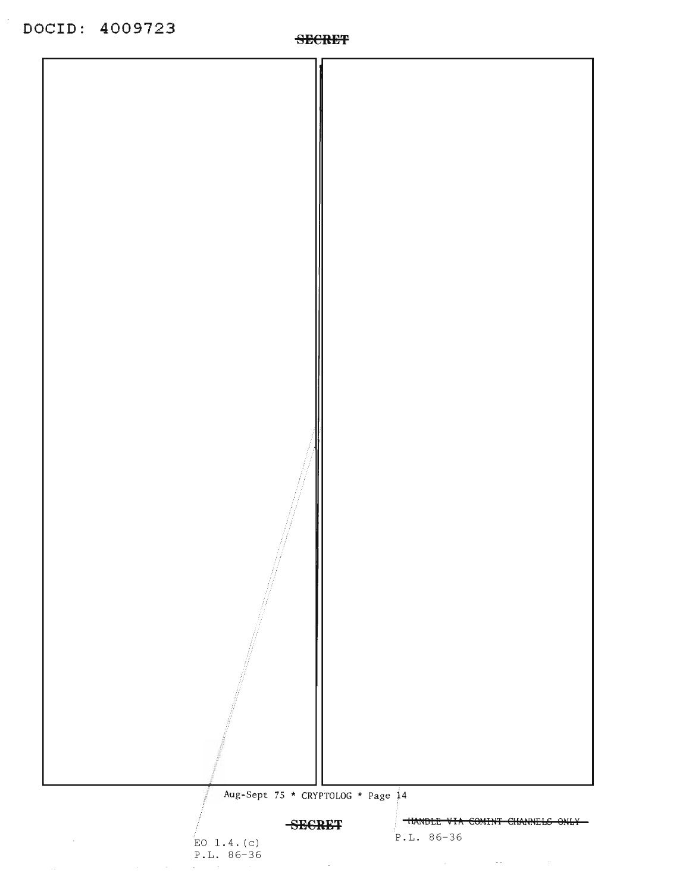SECRET

Aug-Sept 75 * CRYPTOLOG * Page 14

SECRET

~~HANDLE VIA COMINT CHANNELS ONLY~~

EO 1.4.(c)
P.L. 86-36

P.L. 86-36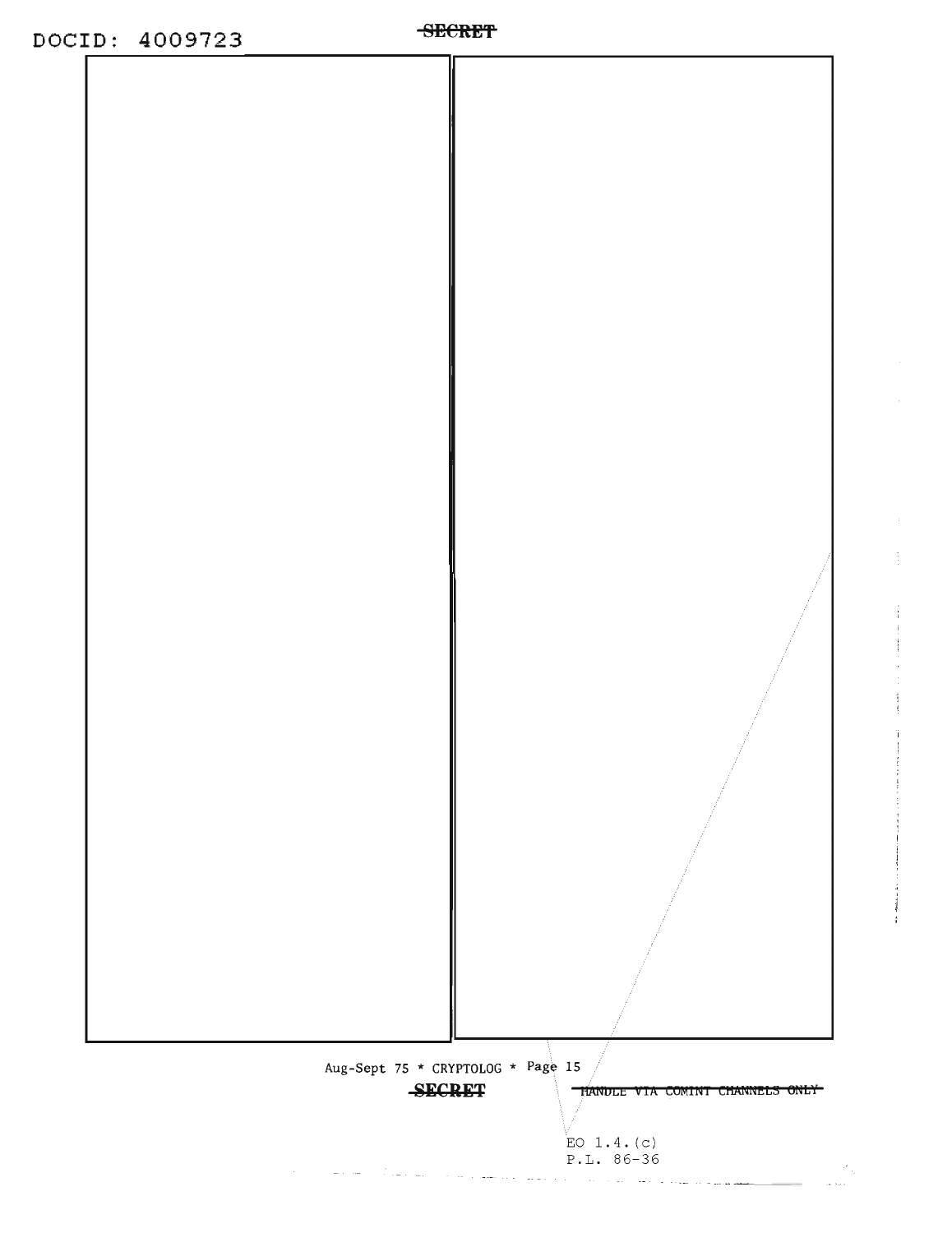EO 1.4.(c)
P.L. 86-36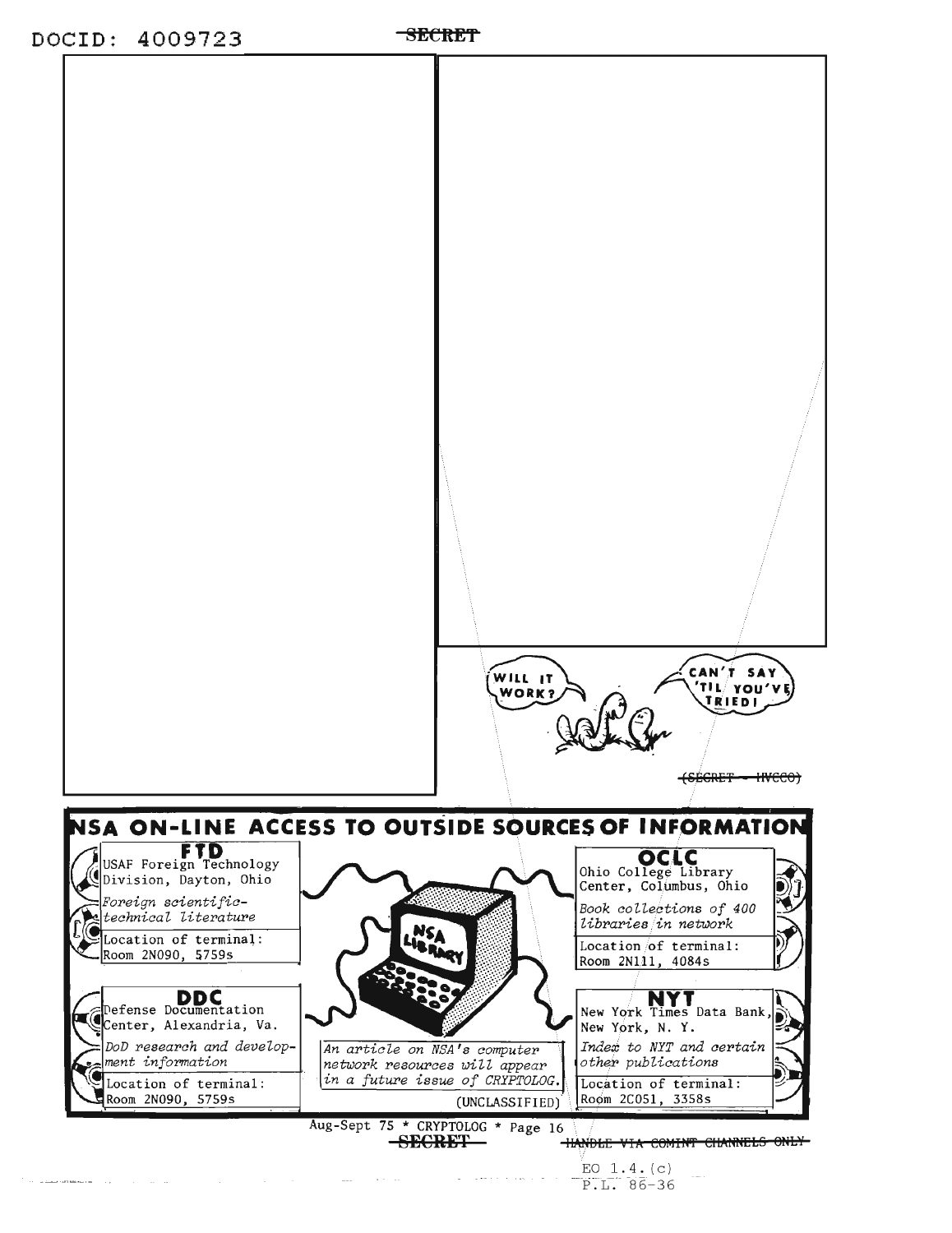WILL IT WORK?

CAN'T SAY 'TIL YOU'VE TRIED!

~~(SECRET — HVCCO)~~

## NSA ON-LINE ACCESS TO OUTSIDE SOURCES OF INFORMATION

**FTD**
USAF Foreign Technology Division, Dayton, Ohio
*Foreign scientific-technical literature*
Location of terminal: Room 2N090, 5759s

**OCLC**
Ohio College Library Center, Columbus, Ohio
*Book collections of 400 libraries in network*
Location of terminal: Room 2N111, 4084s

**DDC**
Defense Documentation Center, Alexandria, Va.
*DoD research and development information*
Location of terminal: Room 2N090, 5759s

**NYT**
New York Times Data Bank, New York, N. Y.
*Index to NYT and certain other publications*
Location of terminal: Room 2C051, 3358s

*An article on NSA's computer network resources will appear in a future issue of CRYPTOLOG.*

(UNCLASSIFIED)

EO 1.4.(c)
P.L. 86-36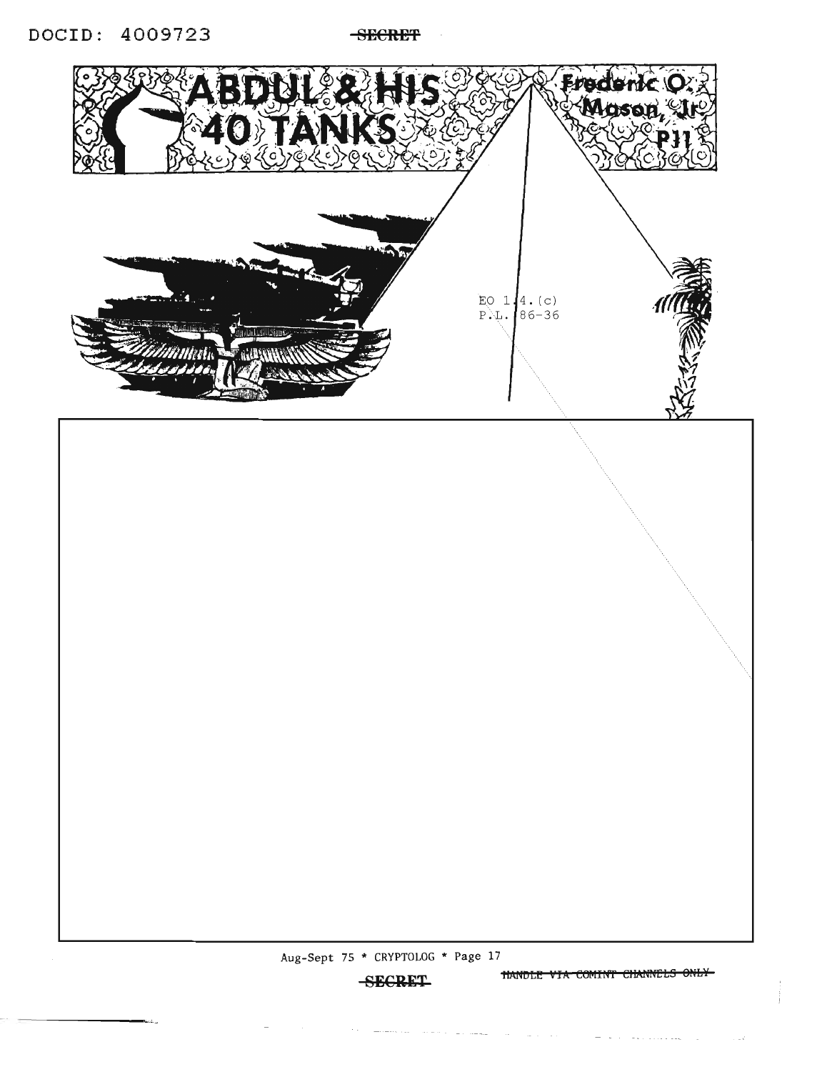DOCID: 4009723

# ABDUL & HIS 40 TANKS

Frederic O. Mason, Jr
P11

EO 1.4.(c)
P.L. 86-36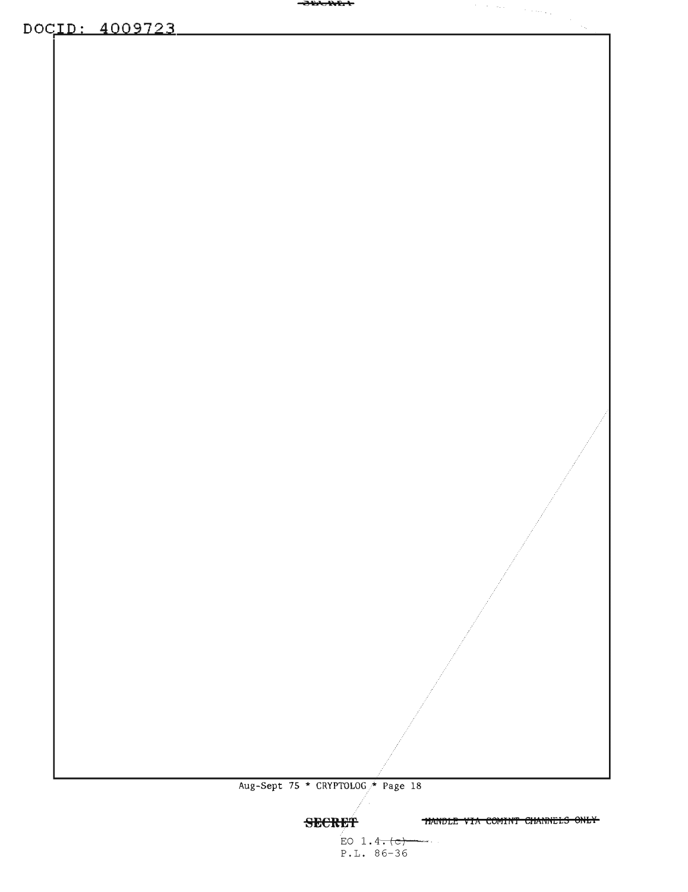EO 1.4.(c)
P.L. 86-36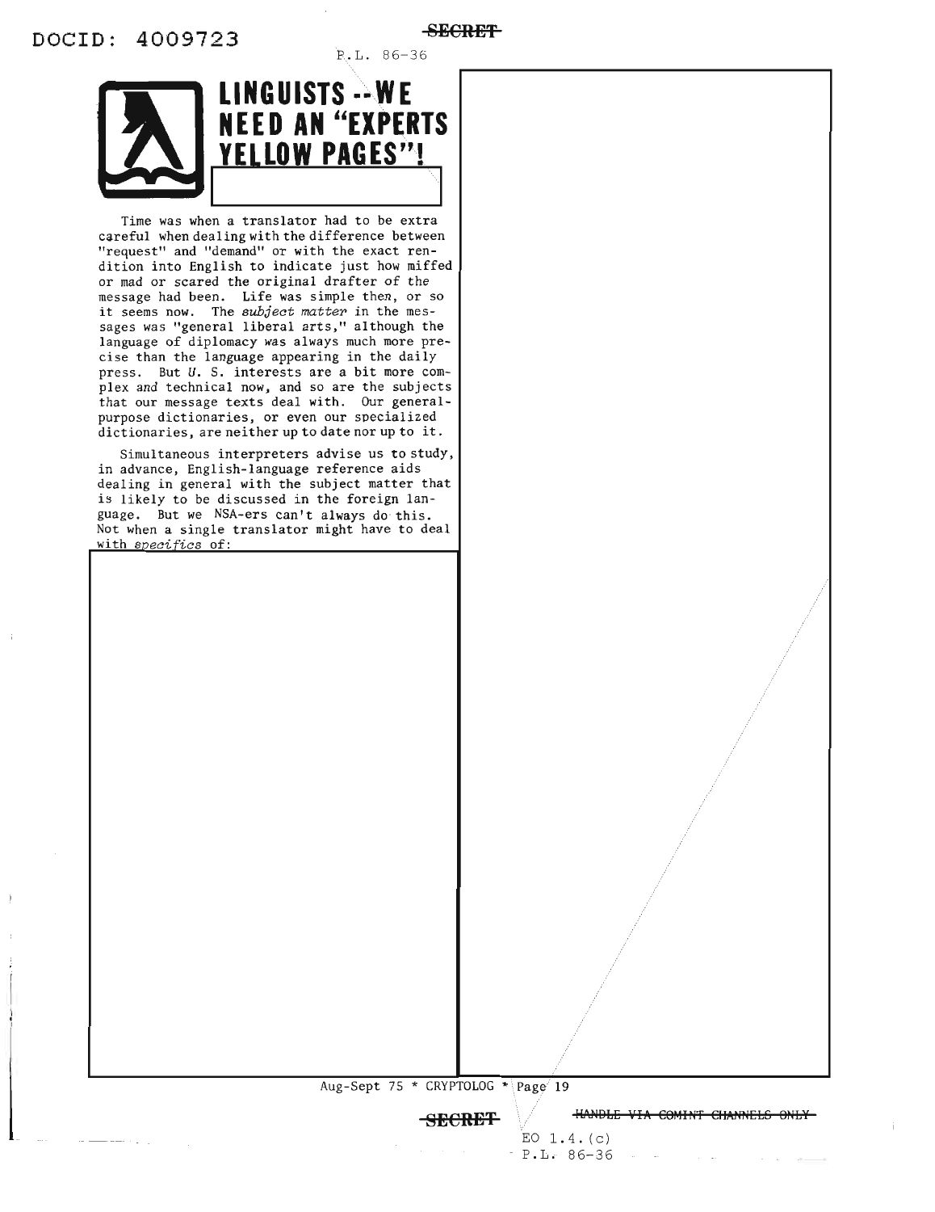# LINGUISTS -- WE NEED AN "EXPERTS YELLOW PAGES"!

Time was when a translator had to be extra careful when dealing with the difference between "request" and "demand" or with the exact rendition into English to indicate just how miffed or mad or scared the original drafter of the message had been. Life was simple then, or so it seems now. The *subject matter* in the messages was "general liberal arts," although the language of diplomacy was always much more precise than the language appearing in the daily press. But U. S. interests are a bit more complex and technical now, and so are the subjects that our message texts deal with. Our general-purpose dictionaries, or even our specialized dictionaries, are neither up to date nor up to it.

Simultaneous interpreters advise us to study, in advance, English-language reference aids dealing in general with the subject matter that is likely to be discussed in the foreign language. But we NSA-ers can't always do this. Not when a single translator might have to deal with *specifics* of: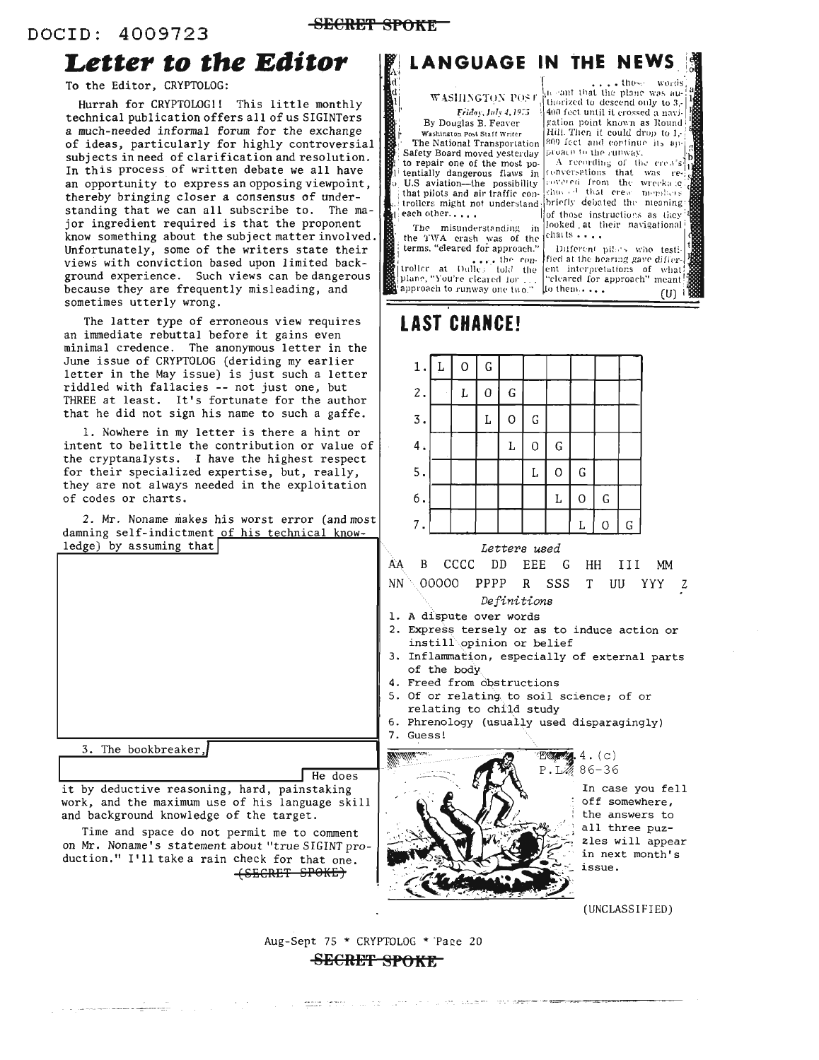# Letter to the Editor

To the Editor, CRYPTOLOG:

Hurrah for CRYPTOLOG!! This little monthly technical publication offers all of us SIGINTers a much-needed informal forum for the exchange of ideas, particularly for highly controversial subjects in need of clarification and resolution. In this process of written debate we all have an opportunity to express an opposing viewpoint, thereby bringing closer a consensus of understanding that we can all subscribe to. The major ingredient required is that the proponent know something about the subject matter involved. Unfortunately, some of the writers state their views with conviction based upon limited background experience. Such views can be dangerous because they are frequently misleading, and sometimes utterly wrong.

The latter type of erroneous view requires an immediate rebuttal before it gains even minimal credence. The anonymous letter in the June issue of CRYPTOLOG (deriding my earlier letter in the May issue) is just such a letter riddled with fallacies -- not just one, but THREE at least. It's fortunate for the author that he did not sign his name to such a gaffe.

1. Nowhere in my letter is there a hint or intent to belittle the contribution or value of the cryptanalysts. I have the highest respect for their specialized expertise, but, really, they are not always needed in the exploitation of codes or charts.

2. Mr. Noname makes his worst error (and most damning self-indictment of his technical knowledge) by assuming that [redacted]

3. The bookbreaker, [redacted] He does it by deductive reasoning, hard, painstaking work, and the maximum use of his language skill and background knowledge of the target.

Time and space do not permit me to comment on Mr. Noname's statement about "true SIGINT production." I'll take a rain check for that one.

(SECRET SPOKE)

# LANGUAGE IN THE NEWS

WASHINGTON POST
*Friday, July 4, 1975*
By Douglas B. Feaver
Washington Post Staff Writer

The National Transportation Safety Board moved yesterday to repair one of the most potentially dangerous flaws in U.S aviation—the possibility that pilots and air traffic controllers might not understand each other. . . .

The misunderstanding in the TWA crash was of the terms, "cleared for approach." . . . the controller at Dulles told the plane, "You're cleared for . . . approach to runway one two."

. . . . those words meant that the plane was authorized to descend only to 3,400 feet until it crossed a navigation point known as Round Hill. Then it could drop to 1,800 feet and continue its approach to the runway.

A recording of the crew's conversations that was recovered from the wreckage showed that crew members briefly debated the meaning of those instructions as they looked at their navigational charts . . . .

Different pilots who testified at the hearing gave different interpretations of what "cleared for approach" meant to them. . . . (U)

# LAST CHANCE!

| | | | | | | | | | |
|---|---|---|---|---|---|---|---|---|---|
| 1. | L | O | G | | | | | | |
| 2. | | L | O | G | | | | | |
| 3. | | | L | O | G | | | | |
| 4. | | | | L | O | G | | | |
| 5. | | | | | L | O | G | | |
| 6. | | | | | | L | O | G | |
| 7. | | | | | | | L | O | G |

*Letters used*

AA B CCCC DD EEE G HH III MM
NN OOOOO PPPP R SSS T UU YYY Z

*Definitions*

1. A dispute over words
2. Express tersely or as to induce action or instill opinion or belief
3. Inflammation, especially of external parts of the body
4. Freed from obstructions
5. Of or relating to soil science; of or relating to child study
6. Phrenology (usually used disparagingly)
7. Guess!

EO 4.(c)
P.L. 86-36

In case you fell off somewhere, the answers to all three puzzles will appear in next month's issue.

(UNCLASSIFIED)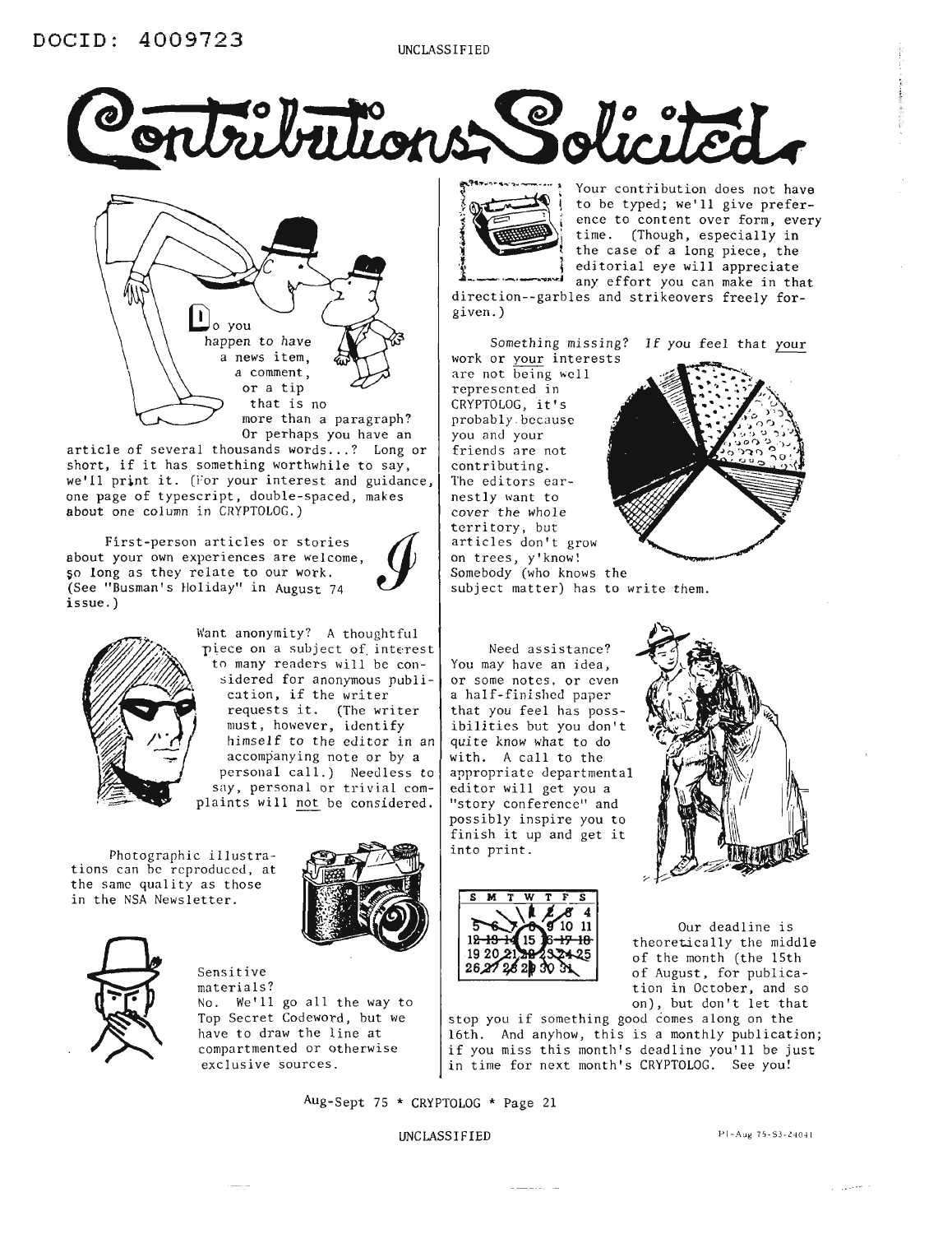# Contributions Solicited

Do you happen to have a news item, a comment, or a tip that is no more than a paragraph? Or perhaps you have an article of several thousands words...? Long or short, if it has something worthwhile to say, we'll print it. (For your interest and guidance, one page of typescript, double-spaced, makes about one column in CRYPTOLOG.)

First-person articles or stories about your own experiences are welcome, so long as they relate to our work. (See "Busman's Holiday" in August 74 issue.)

Want anonymity? A thoughtful piece on a subject of interest to many readers will be considered for anonymous publication, if the writer requests it. (The writer must, however, identify himself to the editor in an accompanying note or by a personal call.) Needless to say, personal or trivial complaints will not be considered.

Photographic illustrations can be reproduced, at the same quality as those in the NSA Newsletter.

Sensitive materials? No. We'll go all the way to Top Secret Codeword, but we have to draw the line at compartmented or otherwise exclusive sources.

Your contribution does not have to be typed; we'll give preference to content over form, every time. (Though, especially in the case of a long piece, the editorial eye will appreciate any effort you can make in that direction--garbles and strikeovers freely forgiven.)

Something missing? *If you feel that your work or your interests are not being well represented in CRYPTOLOG, it's probably because you and your friends are not contributing.* The editors earnestly want to cover the whole territory, but articles don't grow on trees, y'know! Somebody (who knows the subject matter) has to write them.

Need assistance? You may have an idea, or some notes, or even a half-finished paper that you feel has possibilities but you don't quite know what to do with. A call to the appropriate departmental editor will get you a "story conference" and possibly inspire you to finish it up and get it into print.

Our deadline is theoretically the middle of the month (the 15th of August, for publication in October, and so on), but don't let that stop you if something good comes along on the 16th. And anyhow, this is a monthly publication; if you miss this month's deadline you'll be just in time for next month's CRYPTOLOG. See you!